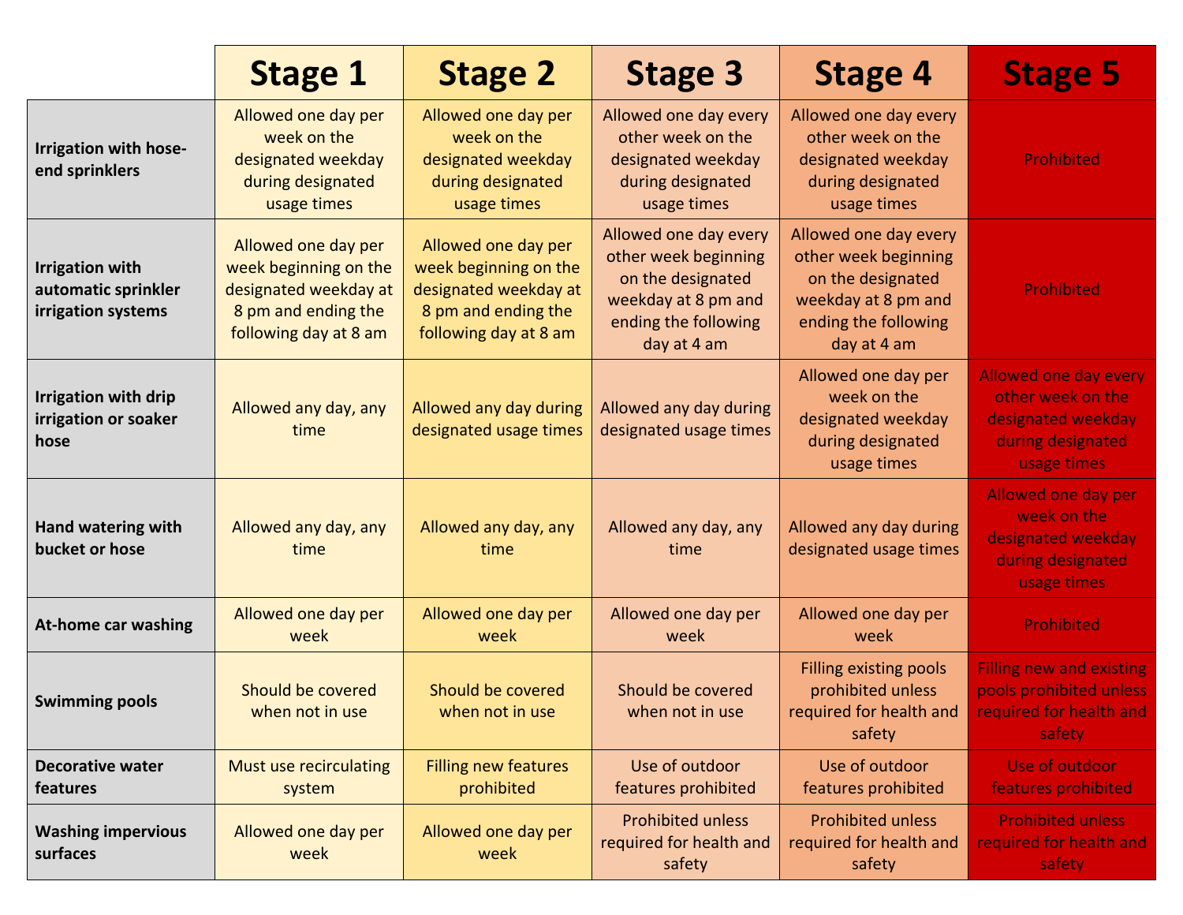| | Stage 1 | Stage 2 | Stage 3 | Stage 4 | Stage 5 |
|---|---|---|---|---|---|
| **Irrigation with hose-end sprinklers** | Allowed one day per week on the designated weekday during designated usage times | Allowed one day per week on the designated weekday during designated usage times | Allowed one day every other week on the designated weekday during designated usage times | Allowed one day every other week on the designated weekday during designated usage times | Prohibited |
| **Irrigation with automatic sprinkler irrigation systems** | Allowed one day per week beginning on the designated weekday at 8 pm and ending the following day at 8 am | Allowed one day per week beginning on the designated weekday at 8 pm and ending the following day at 8 am | Allowed one day every other week beginning on the designated weekday at 8 pm and ending the following day at 4 am | Allowed one day every other week beginning on the designated weekday at 8 pm and ending the following day at 4 am | Prohibited |
| **Irrigation with drip irrigation or soaker hose** | Allowed any day, any time | Allowed any day during designated usage times | Allowed any day during designated usage times | Allowed one day per week on the designated weekday during designated usage times | Allowed one day every other week on the designated weekday during designated usage times |
| **Hand watering with bucket or hose** | Allowed any day, any time | Allowed any day, any time | Allowed any day, any time | Allowed any day during designated usage times | Allowed one day per week on the designated weekday during designated usage times |
| **At-home car washing** | Allowed one day per week | Allowed one day per week | Allowed one day per week | Allowed one day per week | Prohibited |
| **Swimming pools** | Should be covered when not in use | Should be covered when not in use | Should be covered when not in use | Filling existing pools prohibited unless required for health and safety | Filling new and existing pools prohibited unless required for health and safety |
| **Decorative water features** | Must use recirculating system | Filling new features prohibited | Use of outdoor features prohibited | Use of outdoor features prohibited | Use of outdoor features prohibited |
| **Washing impervious surfaces** | Allowed one day per week | Allowed one day per week | Prohibited unless required for health and safety | Prohibited unless required for health and safety | Prohibited unless required for health and safety |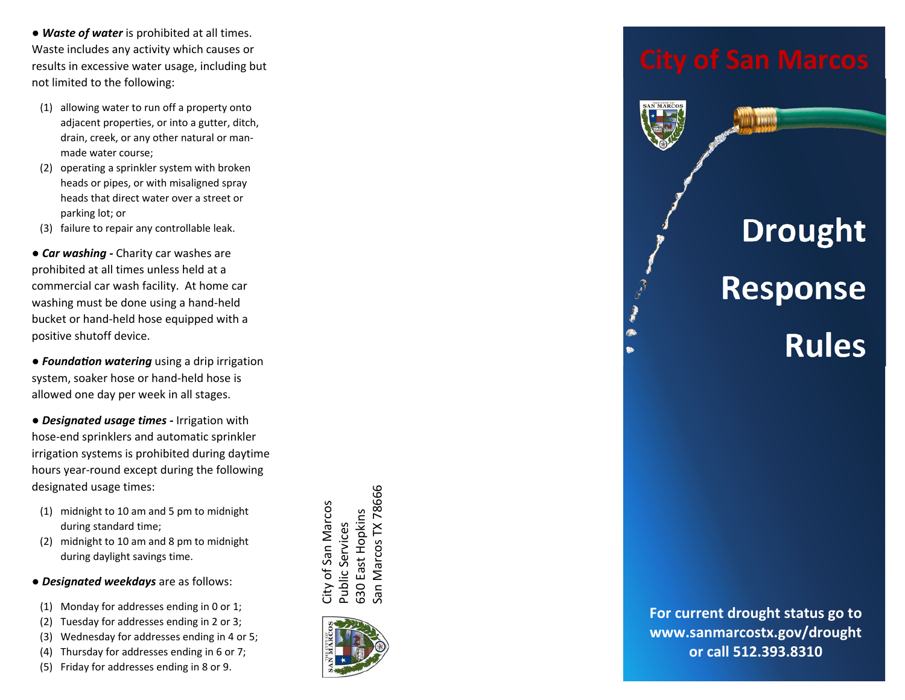● ***Waste of water*** is prohibited at all times. Waste includes any activity which causes or results in excessive water usage, including but not limited to the following:

(1) allowing water to run off a property onto adjacent properties, or into a gutter, ditch, drain, creek, or any other natural or man-made water course;
(2) operating a sprinkler system with broken heads or pipes, or with misaligned spray heads that direct water over a street or parking lot; or
(3) failure to repair any controllable leak.

● ***Car washing -*** Charity car washes are prohibited at all times unless held at a commercial car wash facility. At home car washing must be done using a hand-held bucket or hand-held hose equipped with a positive shutoff device.

● ***Foundation watering*** using a drip irrigation system, soaker hose or hand-held hose is allowed one day per week in all stages.

● ***Designated usage times -*** Irrigation with hose-end sprinklers and automatic sprinkler irrigation systems is prohibited during daytime hours year-round except during the following designated usage times:

(1) midnight to 10 am and 5 pm to midnight during standard time;
(2) midnight to 10 am and 8 pm to midnight during daylight savings time.

● ***Designated weekdays*** are as follows:

(1) Monday for addresses ending in 0 or 1;
(2) Tuesday for addresses ending in 2 or 3;
(3) Wednesday for addresses ending in 4 or 5;
(4) Thursday for addresses ending in 6 or 7;
(5) Friday for addresses ending in 8 or 9.

City of San Marcos
Public Services
630 East Hopkins
San Marcos TX 78666

# City of San Marcos

# Drought Response Rules

**For current drought status go to www.sanmarcostx.gov/drought or call 512.393.8310**